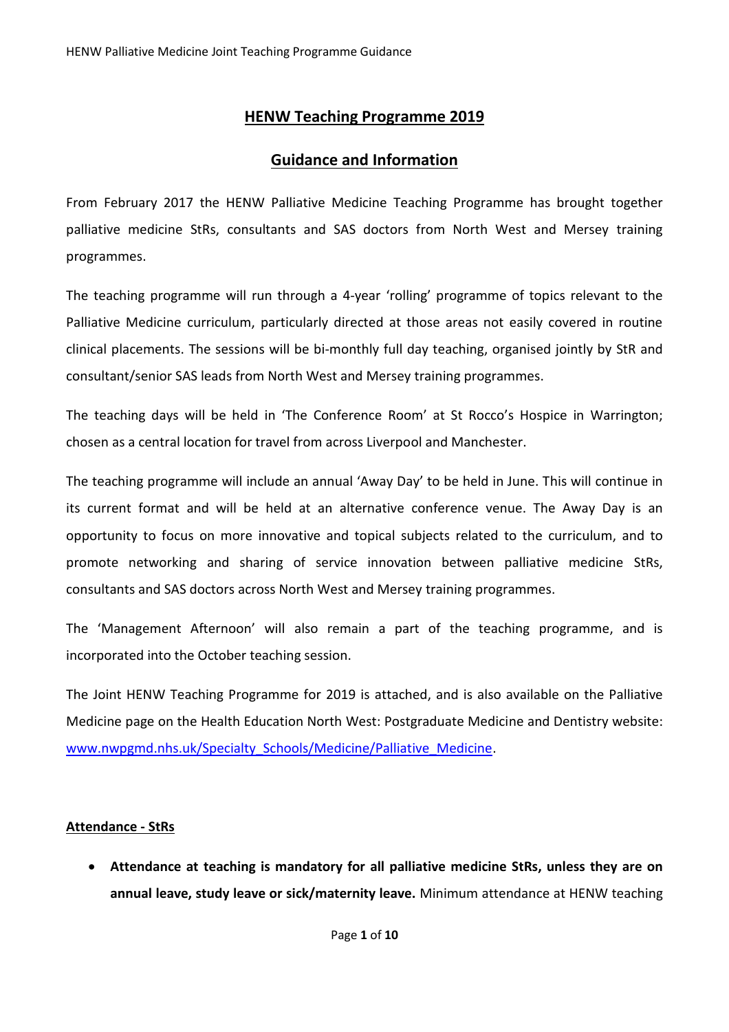# HENW Teaching Programme 2019

## Guidance and Information

From February 2017 the HENW Palliative Medicine Teaching Programme has brought together palliative medicine StRs, consultants and SAS doctors from North West and Mersey training programmes.

The teaching programme will run through a 4-year 'rolling' programme of topics relevant to the Palliative Medicine curriculum, particularly directed at those areas not easily covered in routine clinical placements. The sessions will be bi-monthly full day teaching, organised jointly by StR and consultant/senior SAS leads from North West and Mersey training programmes.

The teaching days will be held in 'The Conference Room' at St Rocco's Hospice in Warrington; chosen as a central location for travel from across Liverpool and Manchester.

The teaching programme will include an annual 'Away Day' to be held in June. This will continue in its current format and will be held at an alternative conference venue. The Away Day is an opportunity to focus on more innovative and topical subjects related to the curriculum, and to promote networking and sharing of service innovation between palliative medicine StRs, consultants and SAS doctors across North West and Mersey training programmes.

The 'Management Afternoon' will also remain a part of the teaching programme, and is incorporated into the October teaching session.

The Joint HENW Teaching Programme for 2019 is attached, and is also available on the Palliative Medicine page on the Health Education North West: Postgraduate Medicine and Dentistry website: [www.nwpgmd.nhs.uk/Specialty_Schools/Medicine/Palliative_Medicine](www.nwpgmd.nhs.uk/Specialty_Schools/Medicine/Palliative_Medicine).

**Attendance - StRs**

- **Attendance at teaching is mandatory for all palliative medicine StRs, unless they are on annual leave, study leave or sick/maternity leave.** Minimum attendance at HENW teaching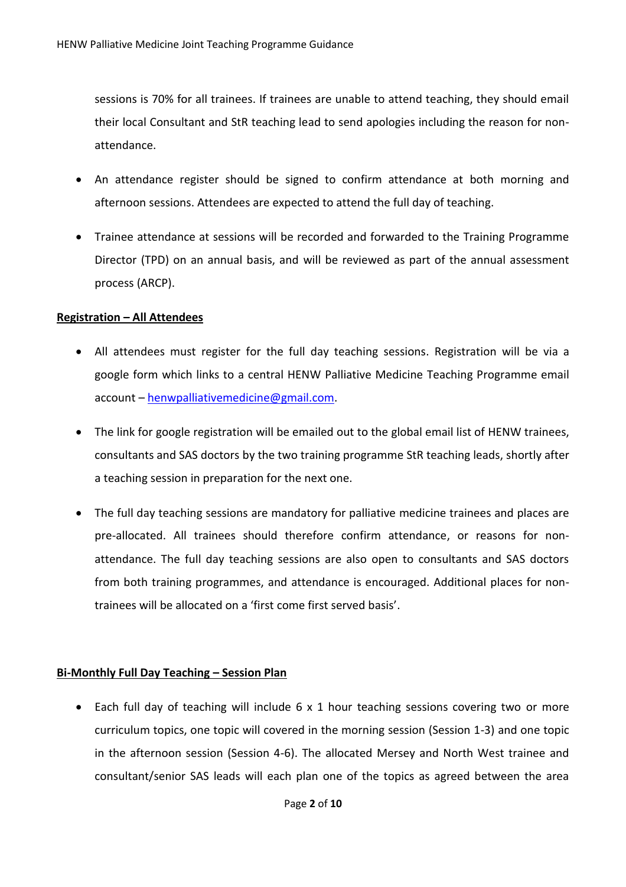sessions is 70% for all trainees. If trainees are unable to attend teaching, they should email their local Consultant and StR teaching lead to send apologies including the reason for non-attendance.

- An attendance register should be signed to confirm attendance at both morning and afternoon sessions. Attendees are expected to attend the full day of teaching.
- Trainee attendance at sessions will be recorded and forwarded to the Training Programme Director (TPD) on an annual basis, and will be reviewed as part of the annual assessment process (ARCP).

**Registration – All Attendees**

- All attendees must register for the full day teaching sessions. Registration will be via a google form which links to a central HENW Palliative Medicine Teaching Programme email account – henwpalliativemedicine@gmail.com.
- The link for google registration will be emailed out to the global email list of HENW trainees, consultants and SAS doctors by the two training programme StR teaching leads, shortly after a teaching session in preparation for the next one.
- The full day teaching sessions are mandatory for palliative medicine trainees and places are pre-allocated. All trainees should therefore confirm attendance, or reasons for non-attendance. The full day teaching sessions are also open to consultants and SAS doctors from both training programmes, and attendance is encouraged. Additional places for non-trainees will be allocated on a 'first come first served basis'.

**Bi-Monthly Full Day Teaching – Session Plan**

- Each full day of teaching will include 6 x 1 hour teaching sessions covering two or more curriculum topics, one topic will covered in the morning session (Session 1-3) and one topic in the afternoon session (Session 4-6). The allocated Mersey and North West trainee and consultant/senior SAS leads will each plan one of the topics as agreed between the area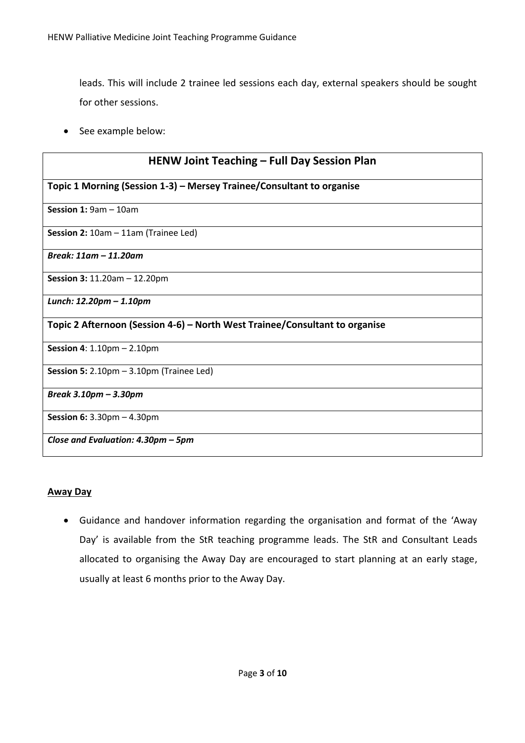leads. This will include 2 trainee led sessions each day, external speakers should be sought for other sessions.

- See example below:

| HENW Joint Teaching – Full Day Session Plan |
| --- |
| **Topic 1 Morning (Session 1-3) – Mersey Trainee/Consultant to organise** |
| **Session 1:** 9am – 10am |
| **Session 2:** 10am – 11am (Trainee Led) |
| ***Break: 11am – 11.20am*** |
| **Session 3:** 11.20am – 12.20pm |
| ***Lunch: 12.20pm – 1.10pm*** |
| **Topic 2 Afternoon (Session 4-6) – North West Trainee/Consultant to organise** |
| **Session 4**: 1.10pm – 2.10pm |
| **Session 5:** 2.10pm – 3.10pm (Trainee Led) |
| ***Break 3.10pm – 3.30pm*** |
| **Session 6:** 3.30pm – 4.30pm |
| ***Close and Evaluation: 4.30pm – 5pm*** |

**Away Day**

- Guidance and handover information regarding the organisation and format of the 'Away Day' is available from the StR teaching programme leads. The StR and Consultant Leads allocated to organising the Away Day are encouraged to start planning at an early stage, usually at least 6 months prior to the Away Day.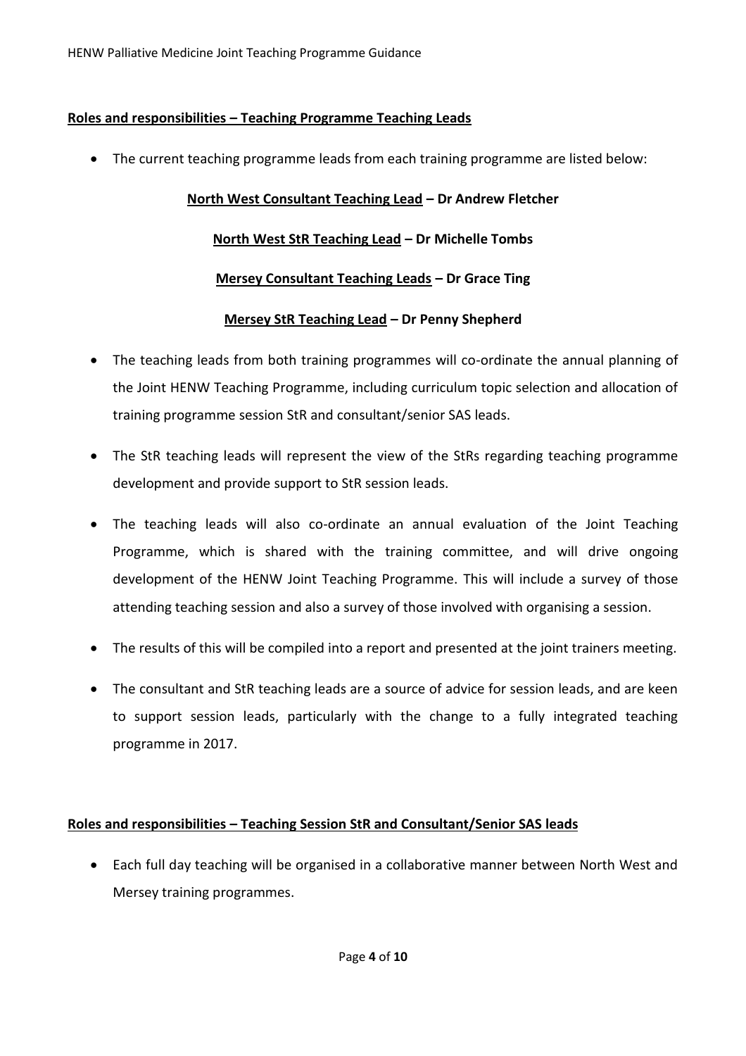**Roles and responsibilities – Teaching Programme Teaching Leads**

- The current teaching programme leads from each training programme are listed below:

**North West Consultant Teaching Lead – Dr Andrew Fletcher**

**North West StR Teaching Lead – Dr Michelle Tombs**

**Mersey Consultant Teaching Leads – Dr Grace Ting**

**Mersey StR Teaching Lead – Dr Penny Shepherd**

- The teaching leads from both training programmes will co-ordinate the annual planning of the Joint HENW Teaching Programme, including curriculum topic selection and allocation of training programme session StR and consultant/senior SAS leads.
- The StR teaching leads will represent the view of the StRs regarding teaching programme development and provide support to StR session leads.
- The teaching leads will also co-ordinate an annual evaluation of the Joint Teaching Programme, which is shared with the training committee, and will drive ongoing development of the HENW Joint Teaching Programme. This will include a survey of those attending teaching session and also a survey of those involved with organising a session.
- The results of this will be compiled into a report and presented at the joint trainers meeting.
- The consultant and StR teaching leads are a source of advice for session leads, and are keen to support session leads, particularly with the change to a fully integrated teaching programme in 2017.

**Roles and responsibilities – Teaching Session StR and Consultant/Senior SAS leads**

- Each full day teaching will be organised in a collaborative manner between North West and Mersey training programmes.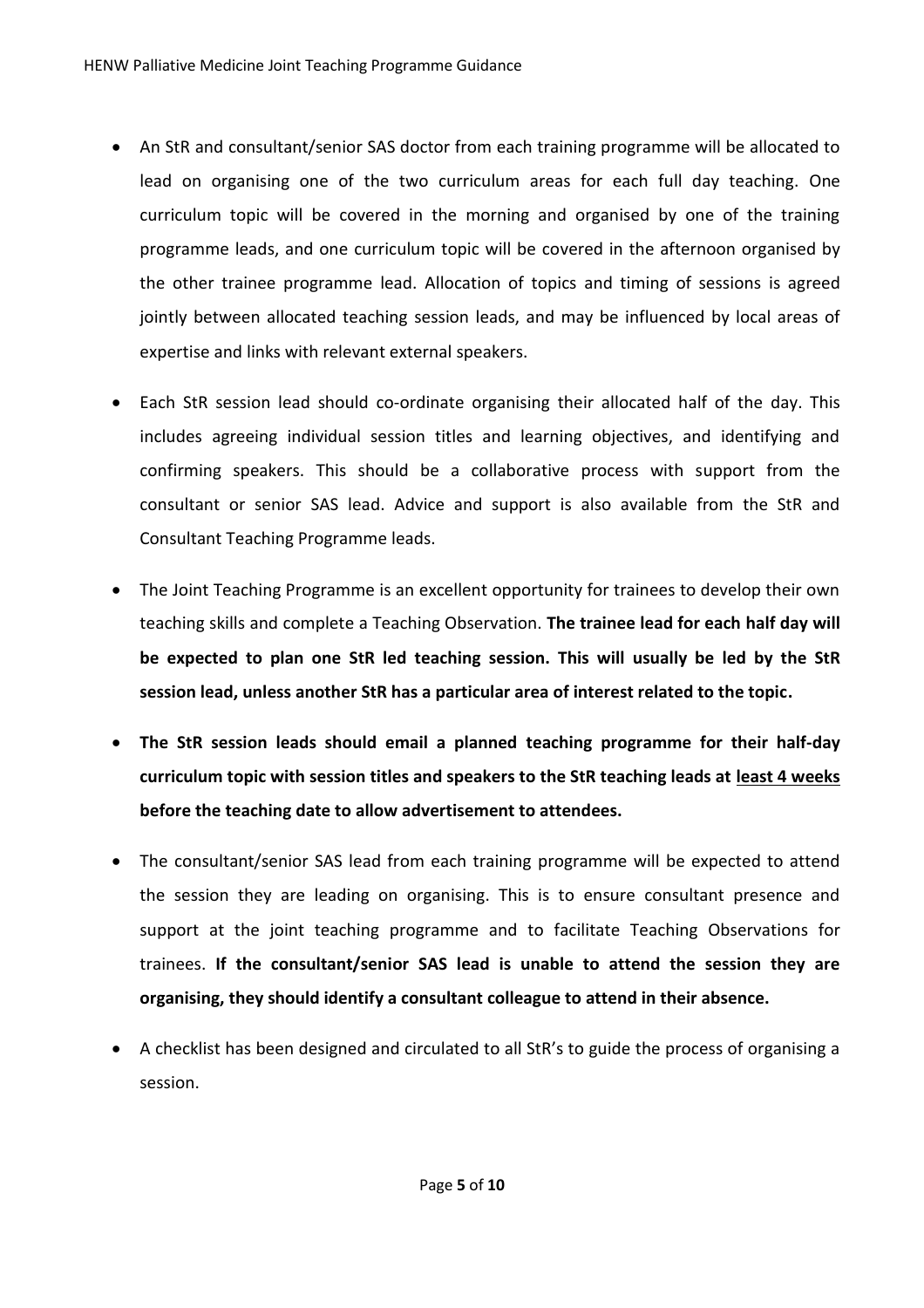- An StR and consultant/senior SAS doctor from each training programme will be allocated to lead on organising one of the two curriculum areas for each full day teaching. One curriculum topic will be covered in the morning and organised by one of the training programme leads, and one curriculum topic will be covered in the afternoon organised by the other trainee programme lead. Allocation of topics and timing of sessions is agreed jointly between allocated teaching session leads, and may be influenced by local areas of expertise and links with relevant external speakers.

- Each StR session lead should co-ordinate organising their allocated half of the day. This includes agreeing individual session titles and learning objectives, and identifying and confirming speakers. This should be a collaborative process with support from the consultant or senior SAS lead. Advice and support is also available from the StR and Consultant Teaching Programme leads.

- The Joint Teaching Programme is an excellent opportunity for trainees to develop their own teaching skills and complete a Teaching Observation. **The trainee lead for each half day will be expected to plan one StR led teaching session. This will usually be led by the StR session lead, unless another StR has a particular area of interest related to the topic.**

- **The StR session leads should email a planned teaching programme for their half-day curriculum topic with session titles and speakers to the StR teaching leads at <u>least 4 weeks</u> before the teaching date to allow advertisement to attendees.**

- The consultant/senior SAS lead from each training programme will be expected to attend the session they are leading on organising. This is to ensure consultant presence and support at the joint teaching programme and to facilitate Teaching Observations for trainees. **If the consultant/senior SAS lead is unable to attend the session they are organising, they should identify a consultant colleague to attend in their absence.**

- A checklist has been designed and circulated to all StR's to guide the process of organising a session.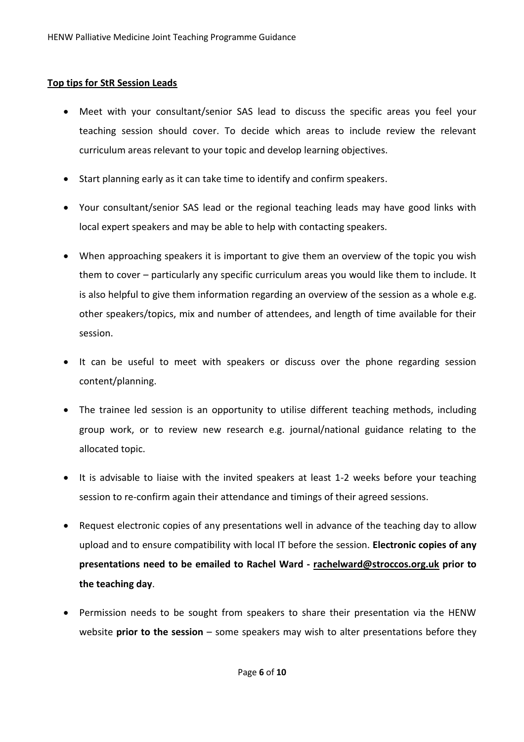**Top tips for StR Session Leads**

- Meet with your consultant/senior SAS lead to discuss the specific areas you feel your teaching session should cover. To decide which areas to include review the relevant curriculum areas relevant to your topic and develop learning objectives.
- Start planning early as it can take time to identify and confirm speakers.
- Your consultant/senior SAS lead or the regional teaching leads may have good links with local expert speakers and may be able to help with contacting speakers.
- When approaching speakers it is important to give them an overview of the topic you wish them to cover – particularly any specific curriculum areas you would like them to include. It is also helpful to give them information regarding an overview of the session as a whole e.g. other speakers/topics, mix and number of attendees, and length of time available for their session.
- It can be useful to meet with speakers or discuss over the phone regarding session content/planning.
- The trainee led session is an opportunity to utilise different teaching methods, including group work, or to review new research e.g. journal/national guidance relating to the allocated topic.
- It is advisable to liaise with the invited speakers at least 1-2 weeks before your teaching session to re-confirm again their attendance and timings of their agreed sessions.
- Request electronic copies of any presentations well in advance of the teaching day to allow upload and to ensure compatibility with local IT before the session. **Electronic copies of any presentations need to be emailed to Rachel Ward - rachelward@stroccos.org.uk prior to the teaching day**.
- Permission needs to be sought from speakers to share their presentation via the HENW website **prior to the session** – some speakers may wish to alter presentations before they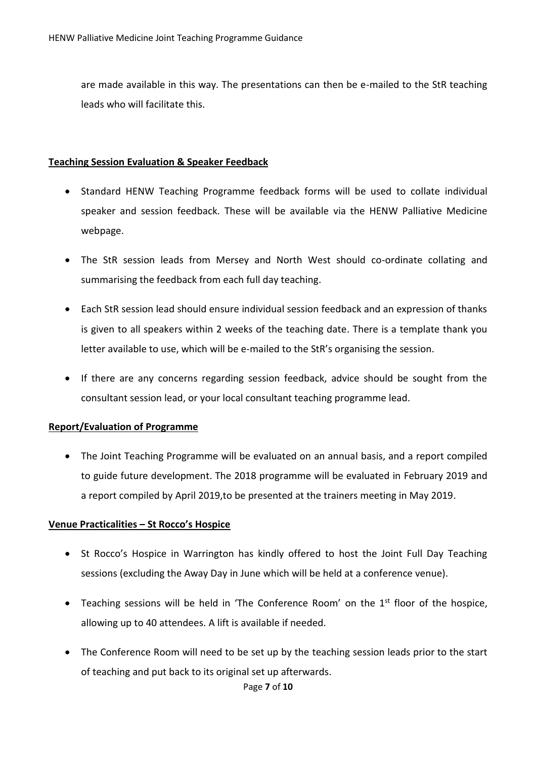are made available in this way. The presentations can then be e-mailed to the StR teaching leads who will facilitate this.

**Teaching Session Evaluation & Speaker Feedback**

- Standard HENW Teaching Programme feedback forms will be used to collate individual speaker and session feedback. These will be available via the HENW Palliative Medicine webpage.
- The StR session leads from Mersey and North West should co-ordinate collating and summarising the feedback from each full day teaching.
- Each StR session lead should ensure individual session feedback and an expression of thanks is given to all speakers within 2 weeks of the teaching date. There is a template thank you letter available to use, which will be e-mailed to the StR's organising the session.
- If there are any concerns regarding session feedback, advice should be sought from the consultant session lead, or your local consultant teaching programme lead.

**Report/Evaluation of Programme**

- The Joint Teaching Programme will be evaluated on an annual basis, and a report compiled to guide future development. The 2018 programme will be evaluated in February 2019 and a report compiled by April 2019,to be presented at the trainers meeting in May 2019.

**Venue Practicalities – St Rocco's Hospice**

- St Rocco's Hospice in Warrington has kindly offered to host the Joint Full Day Teaching sessions (excluding the Away Day in June which will be held at a conference venue).
- Teaching sessions will be held in 'The Conference Room' on the 1st floor of the hospice, allowing up to 40 attendees. A lift is available if needed.
- The Conference Room will need to be set up by the teaching session leads prior to the start of teaching and put back to its original set up afterwards.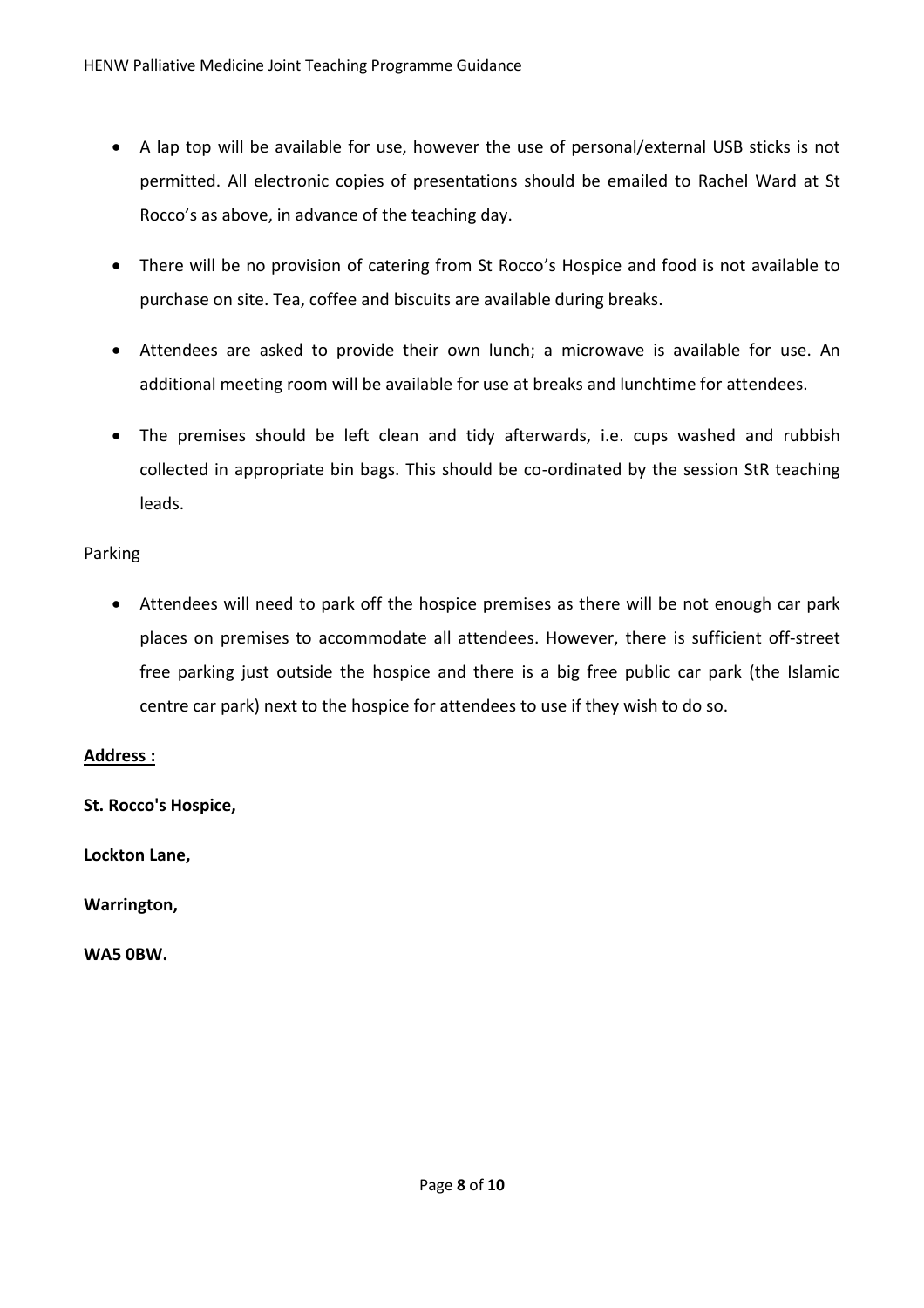- A lap top will be available for use, however the use of personal/external USB sticks is not permitted. All electronic copies of presentations should be emailed to Rachel Ward at St Rocco's as above, in advance of the teaching day.
- There will be no provision of catering from St Rocco's Hospice and food is not available to purchase on site. Tea, coffee and biscuits are available during breaks.
- Attendees are asked to provide their own lunch; a microwave is available for use. An additional meeting room will be available for use at breaks and lunchtime for attendees.
- The premises should be left clean and tidy afterwards, i.e. cups washed and rubbish collected in appropriate bin bags. This should be co-ordinated by the session StR teaching leads.

<u>Parking</u>

- Attendees will need to park off the hospice premises as there will be not enough car park places on premises to accommodate all attendees. However, there is sufficient off-street free parking just outside the hospice and there is a big free public car park (the Islamic centre car park) next to the hospice for attendees to use if they wish to do so.

**<u>Address :</u>**

**St. Rocco's Hospice,**

**Lockton Lane,**

**Warrington,**

**WA5 0BW.**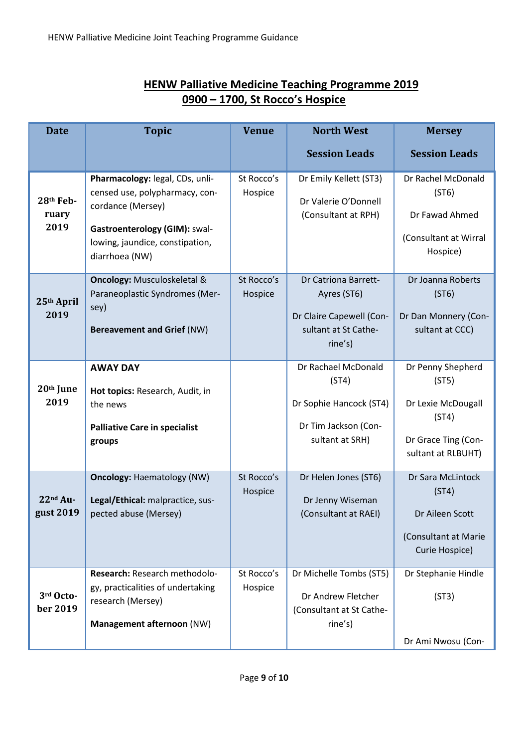## HENW Palliative Medicine Teaching Programme 2019
## 0900 – 1700, St Rocco's Hospice

| Date | Topic | Venue | North West Session Leads | Mersey Session Leads |
|---|---|---|---|---|
| 28th February 2019 | **Pharmacology:** legal, CDs, unlicensed use, polypharmacy, concordance (Mersey)<br>**Gastroenterology (GIM):** swallowing, jaundice, constipation, diarrhoea (NW) | St Rocco's Hospice | Dr Emily Kellett (ST3)<br>Dr Valerie O'Donnell (Consultant at RPH) | Dr Rachel McDonald (ST6)<br>Dr Fawad Ahmed<br>(Consultant at Wirral Hospice) |
| 25th April 2019 | **Oncology:** Musculoskeletal & Paraneoplastic Syndromes (Mersey)<br>**Bereavement and Grief** (NW) | St Rocco's Hospice | Dr Catriona Barrett-Ayres (ST6)<br>Dr Claire Capewell (Consultant at St Catherine's) | Dr Joanna Roberts (ST6)<br>Dr Dan Monnery (Consultant at CCC) |
| 20th June 2019 | **AWAY DAY**<br>**Hot topics:** Research, Audit, in the news<br>**Palliative Care in specialist groups** | | Dr Rachael McDonald (ST4)<br>Dr Sophie Hancock (ST4)<br>Dr Tim Jackson (Consultant at SRH) | Dr Penny Shepherd (ST5)<br>Dr Lexie McDougall (ST4)<br>Dr Grace Ting (Consultant at RLBUHT) |
| 22nd August 2019 | **Oncology:** Haematology (NW)<br>**Legal/Ethical:** malpractice, suspected abuse (Mersey) | St Rocco's Hospice | Dr Helen Jones (ST6)<br>Dr Jenny Wiseman (Consultant at RAEI) | Dr Sara McLintock (ST4)<br>Dr Aileen Scott<br>(Consultant at Marie Curie Hospice) |
| 3rd October 2019 | **Research:** Research methodology, practicalities of undertaking research (Mersey)<br>**Management afternoon** (NW) | St Rocco's Hospice | Dr Michelle Tombs (ST5)<br>Dr Andrew Fletcher (Consultant at St Catherine's) | Dr Stephanie Hindle (ST3)<br>Dr Ami Nwosu (Con- |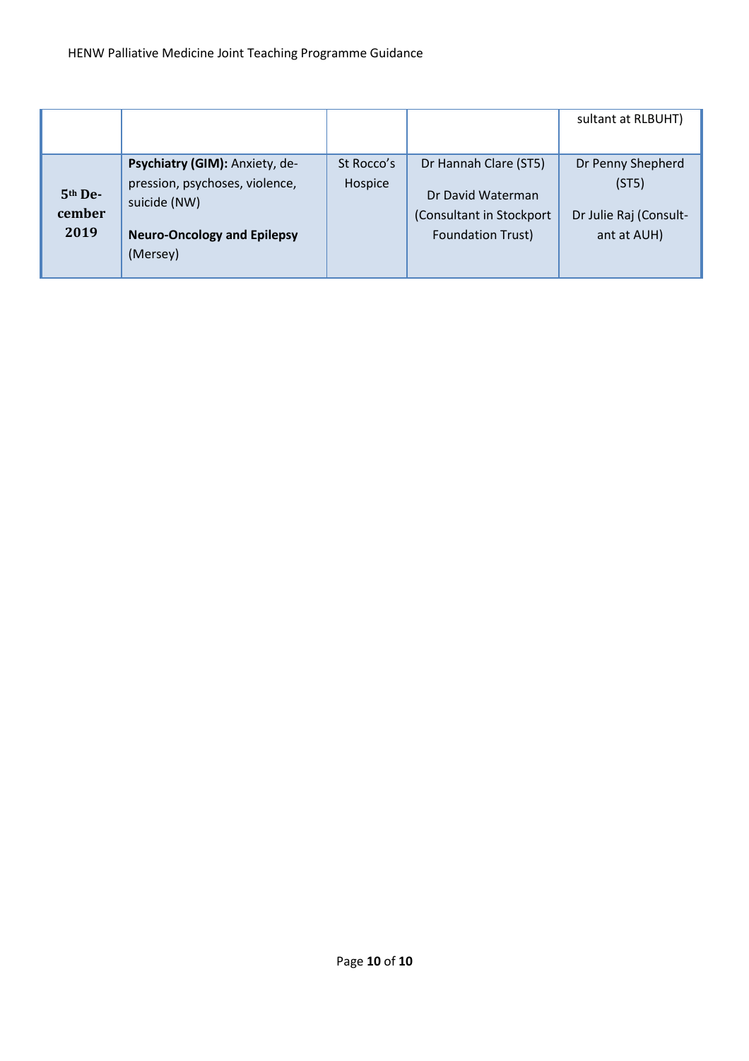| | | | | |
|---|---|---|---|---|
| | | | | sultant at RLBUHT) |
| **5th December 2019** | **Psychiatry (GIM):** Anxiety, depression, psychoses, violence, suicide (NW)<br><br>**Neuro-Oncology and Epilepsy** (Mersey) | St Rocco's Hospice | Dr Hannah Clare (ST5)<br><br>Dr David Waterman (Consultant in Stockport Foundation Trust) | Dr Penny Shepherd (ST5)<br><br>Dr Julie Raj (Consultant at AUH) |